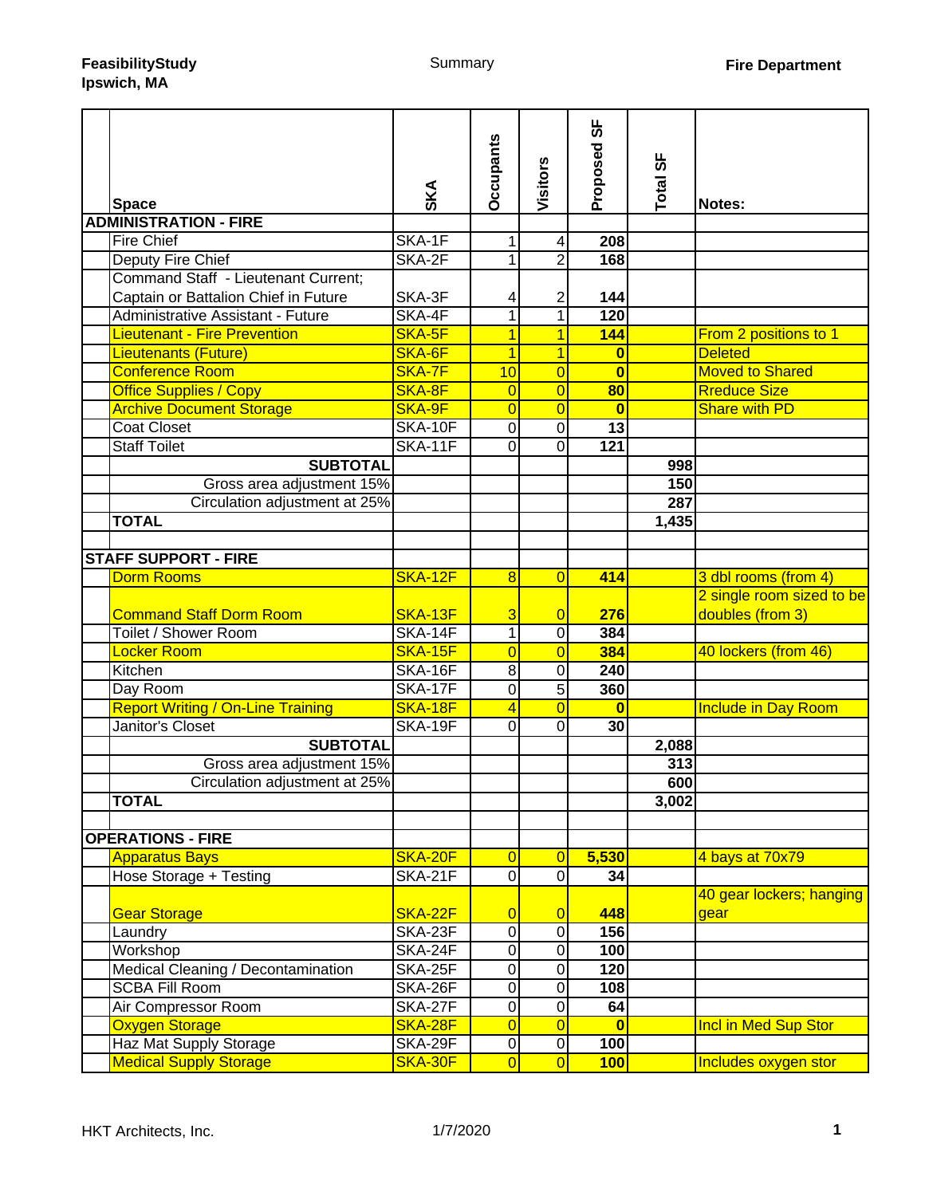**FeasibilityStudy**
**Ipswich, MA**

Summary

**Fire Department**

| | Space | SKA | Occupants | Visitors | Proposed SF | Total SF | Notes: |
|---|---|---|---|---|---|---|---|
| **ADMINISTRATION - FIRE** | | | | | | | |
| | Fire Chief | SKA-1F | 1 | 4 | **208** | | |
| | Deputy Fire Chief | SKA-2F | 1 | 2 | **168** | | |
| | Command Staff - Lieutenant Current; Captain or Battalion Chief in Future | SKA-3F | 4 | 2 | **144** | | |
| | Administrative Assistant - Future | SKA-4F | 1 | 1 | **120** | | |
| | Lieutenant - Fire Prevention | SKA-5F | 1 | 1 | **144** | | From 2 positions to 1 |
| | Lieutenants (Future) | SKA-6F | 1 | 1 | **0** | | Deleted |
| | Conference Room | SKA-7F | 10 | 0 | **0** | | Moved to Shared |
| | Office Supplies / Copy | SKA-8F | 0 | 0 | **80** | | Rreduce Size |
| | Archive Document Storage | SKA-9F | 0 | 0 | **0** | | Share with PD |
| | Coat Closet | SKA-10F | 0 | 0 | **13** | | |
| | Staff Toilet | SKA-11F | 0 | 0 | **121** | | |
| | **SUBTOTAL** | | | | | **998** | |
| | Gross area adjustment 15% | | | | | **150** | |
| | Circulation adjustment at 25% | | | | | **287** | |
| | **TOTAL** | | | | | **1,435** | |
| | | | | | | | |
| **STAFF SUPPORT - FIRE** | | | | | | | |
| | Dorm Rooms | SKA-12F | 8 | 0 | **414** | | 3 dbl rooms (from 4) |
| | Command Staff Dorm Room | SKA-13F | 3 | 0 | **276** | | 2 single room sized to be doubles (from 3) |
| | Toilet / Shower Room | SKA-14F | 1 | 0 | **384** | | |
| | Locker Room | SKA-15F | 0 | 0 | **384** | | 40 lockers (from 46) |
| | Kitchen | SKA-16F | 8 | 0 | **240** | | |
| | Day Room | SKA-17F | 0 | 5 | **360** | | |
| | Report Writing / On-Line Training | SKA-18F | 4 | 0 | **0** | | Include in Day Room |
| | Janitor's Closet | SKA-19F | 0 | 0 | **30** | | |
| | **SUBTOTAL** | | | | | **2,088** | |
| | Gross area adjustment 15% | | | | | **313** | |
| | Circulation adjustment at 25% | | | | | **600** | |
| | **TOTAL** | | | | | **3,002** | |
| | | | | | | | |
| **OPERATIONS - FIRE** | | | | | | | |
| | Apparatus Bays | SKA-20F | 0 | 0 | **5,530** | | 4 bays at 70x79 |
| | Hose Storage + Testing | SKA-21F | 0 | 0 | **34** | | |
| | Gear Storage | SKA-22F | 0 | 0 | **448** | | 40 gear lockers; hanging gear |
| | Laundry | SKA-23F | 0 | 0 | **156** | | |
| | Workshop | SKA-24F | 0 | 0 | **100** | | |
| | Medical Cleaning / Decontamination | SKA-25F | 0 | 0 | **120** | | |
| | SCBA Fill Room | SKA-26F | 0 | 0 | **108** | | |
| | Air Compressor Room | SKA-27F | 0 | 0 | **64** | | |
| | Oxygen Storage | SKA-28F | 0 | 0 | **0** | | Incl in Med Sup Stor |
| | Haz Mat Supply Storage | SKA-29F | 0 | 0 | **100** | | |
| | Medical Supply Storage | SKA-30F | 0 | 0 | **100** | | Includes oxygen stor |

HKT Architects, Inc. 1/7/2020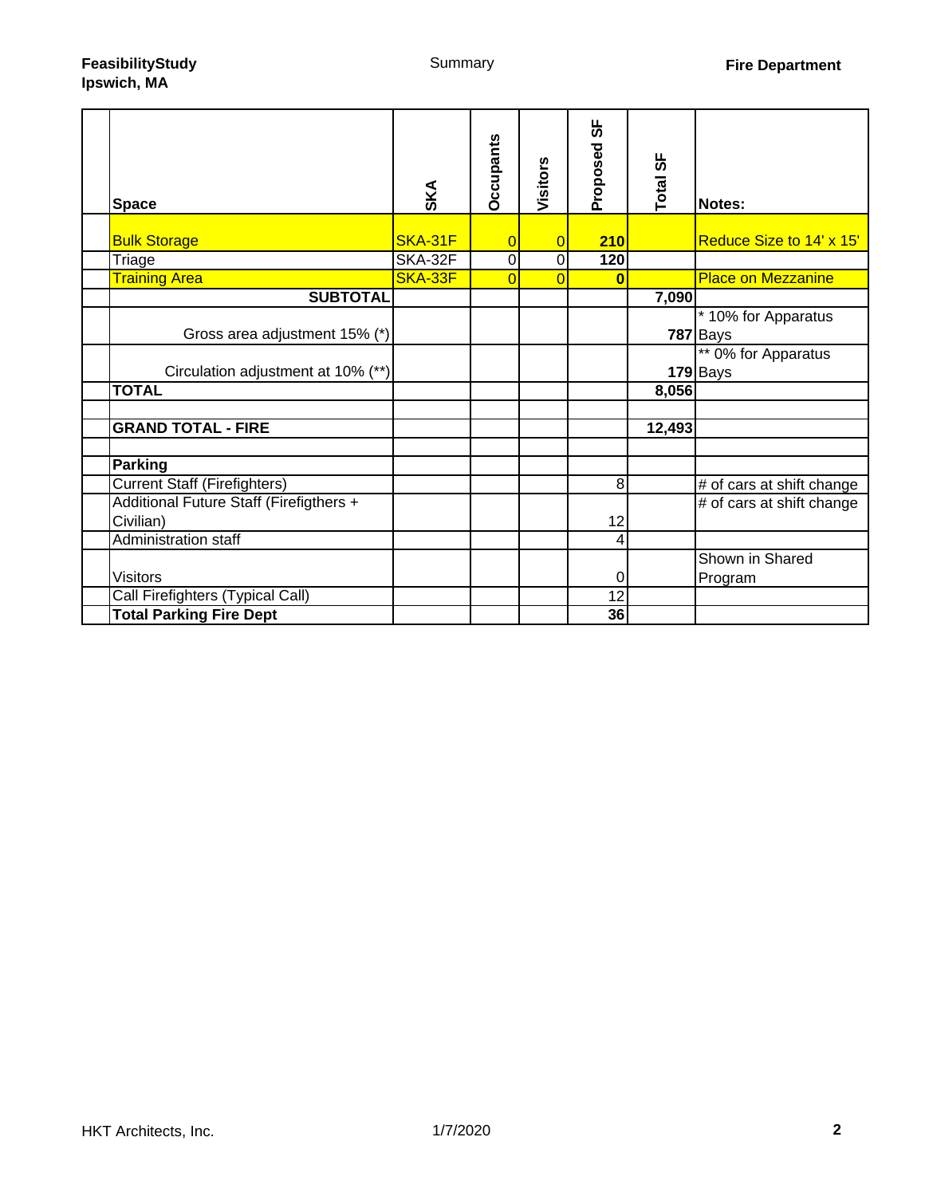FeasibilityStudy
Ipswich, MA

Summary

Fire Department

| | Space | SKA | Occupants | Visitors | Proposed SF | Total SF | Notes: |
|---|---|---|---|---|---|---|---|
| | Bulk Storage | SKA-31F | 0 | 0 | **210** | | Reduce Size to 14' x 15' |
| | Triage | SKA-32F | 0 | 0 | **120** | | |
| | Training Area | SKA-33F | 0 | 0 | **0** | | Place on Mezzanine |
| | **SUBTOTAL** | | | | | **7,090** | |
| | Gross area adjustment 15% (*) | | | | | **787** | * 10% for Apparatus Bays |
| | Circulation adjustment at 10% (**) | | | | | **179** | ** 0% for Apparatus Bays |
| | **TOTAL** | | | | | **8,056** | |
| | | | | | | | |
| | **GRAND TOTAL - FIRE** | | | | | **12,493** | |
| | | | | | | | |
| | **Parking** | | | | | | |
| | Current Staff (Firefighters) | | | | 8 | | # of cars at shift change |
| | Additional Future Staff (Firefigthers + Civilian) | | | | 12 | | # of cars at shift change |
| | Administration staff | | | | 4 | | |
| | Visitors | | | | 0 | | Shown in Shared Program |
| | Call Firefighters (Typical Call) | | | | 12 | | |
| | **Total Parking Fire Dept** | | | | **36** | | |

HKT Architects, Inc. 1/7/2020